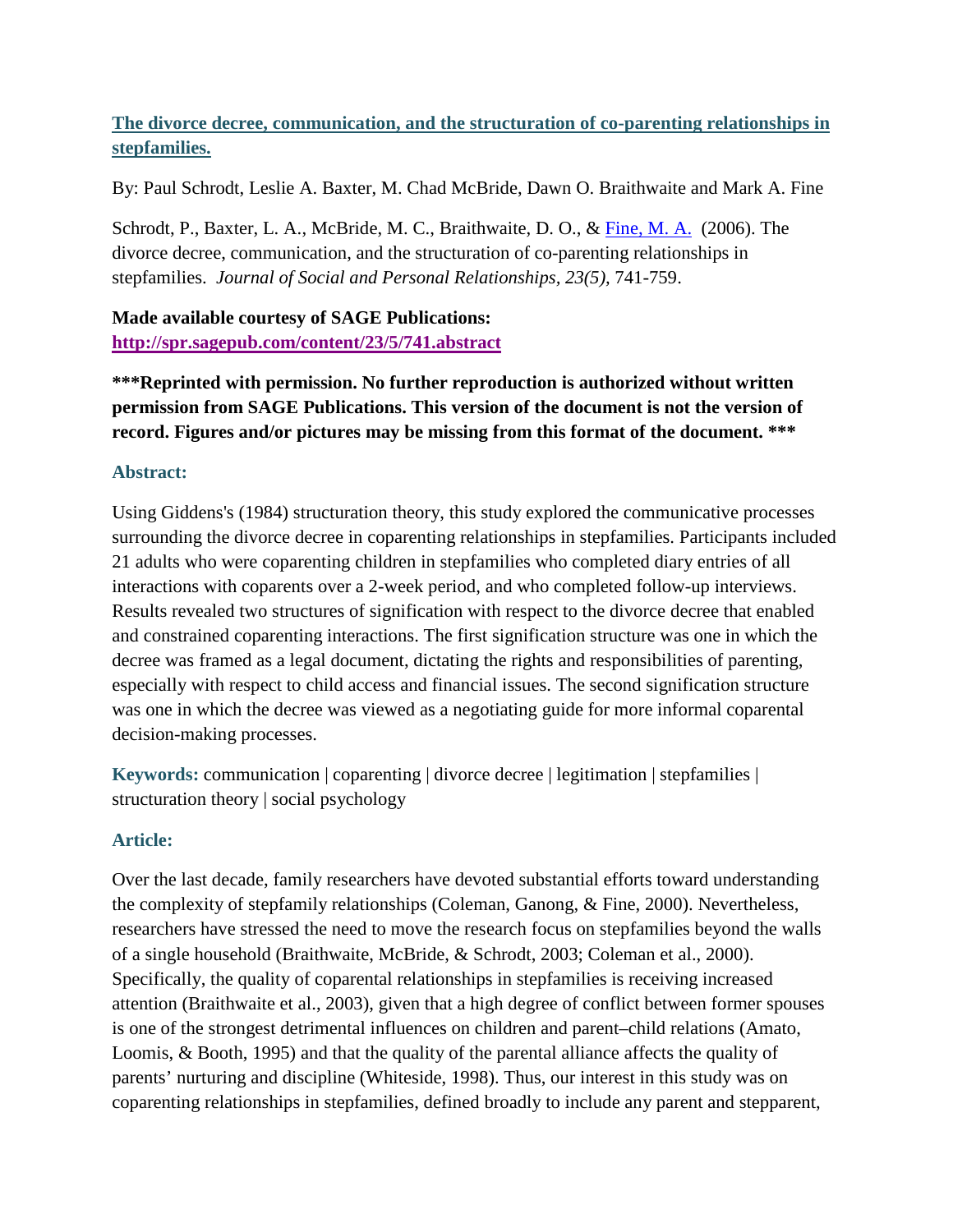## [The divorce decree, communication, and the structuration of co-parenting relationships in stepfamilies.](http://spr.sagepub.com/content/23/5/741.abstract)

By: Paul Schrodt, Leslie A. Baxter, M. Chad McBride, Dawn O. Braithwaite and Mark A. Fine

Schrodt, P., Baxter, L. A., McBride, M. C., Braithwaite, D. O., & Fine, M. A. (2006). The divorce decree, communication, and the structuration of co-parenting relationships in stepfamilies. *Journal of Social and Personal Relationships, 23(5),* 741-759.

**Made available courtesy of SAGE Publications:**
**http://spr.sagepub.com/content/23/5/741.abstract**

**\*\*\*Reprinted with permission. No further reproduction is authorized without written permission from SAGE Publications. This version of the document is not the version of record. Figures and/or pictures may be missing from this format of the document. \*\*\***

### Abstract:

Using Giddens's (1984) structuration theory, this study explored the communicative processes surrounding the divorce decree in coparenting relationships in stepfamilies. Participants included 21 adults who were coparenting children in stepfamilies who completed diary entries of all interactions with coparents over a 2-week period, and who completed follow-up interviews. Results revealed two structures of signification with respect to the divorce decree that enabled and constrained coparenting interactions. The first signification structure was one in which the decree was framed as a legal document, dictating the rights and responsibilities of parenting, especially with respect to child access and financial issues. The second signification structure was one in which the decree was viewed as a negotiating guide for more informal coparental decision-making processes.

**Keywords:** communication | coparenting | divorce decree | legitimation | stepfamilies | structuration theory | social psychology

### Article:

Over the last decade, family researchers have devoted substantial efforts toward understanding the complexity of stepfamily relationships (Coleman, Ganong, & Fine, 2000). Nevertheless, researchers have stressed the need to move the research focus on stepfamilies beyond the walls of a single household (Braithwaite, McBride, & Schrodt, 2003; Coleman et al., 2000). Specifically, the quality of coparental relationships in stepfamilies is receiving increased attention (Braithwaite et al., 2003), given that a high degree of conflict between former spouses is one of the strongest detrimental influences on children and parent–child relations (Amato, Loomis, & Booth, 1995) and that the quality of the parental alliance affects the quality of parents' nurturing and discipline (Whiteside, 1998). Thus, our interest in this study was on coparenting relationships in stepfamilies, defined broadly to include any parent and stepparent,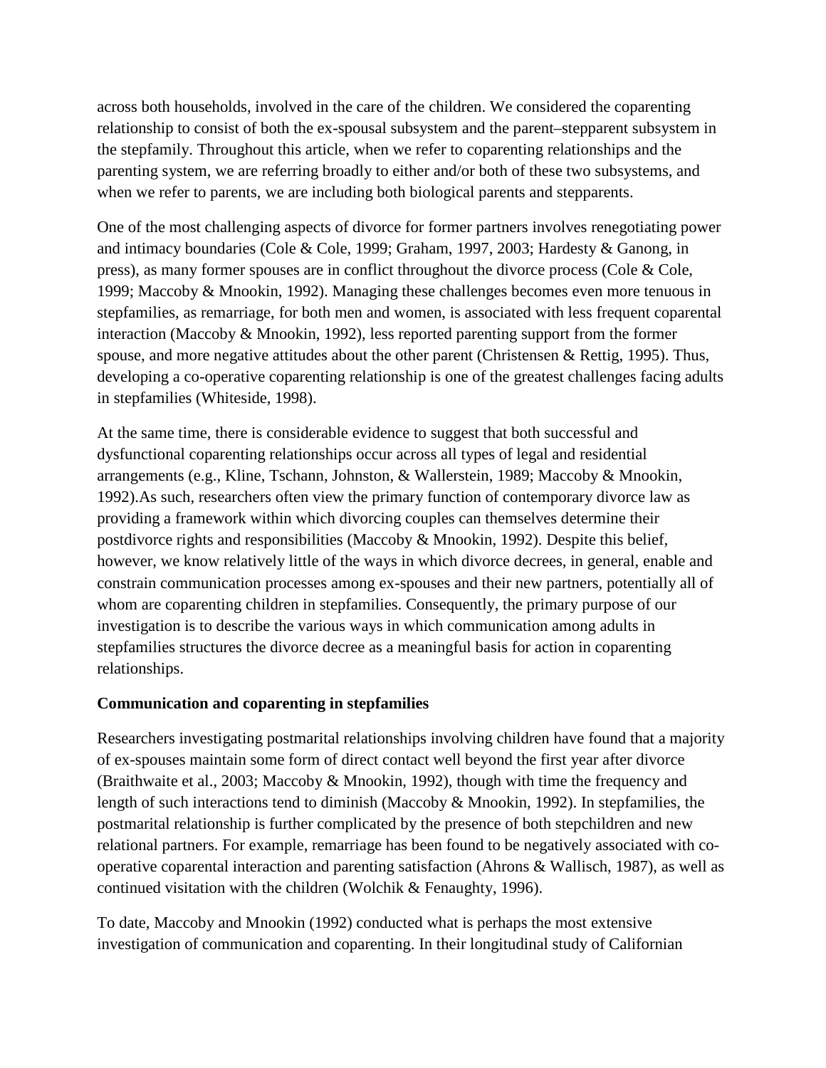across both households, involved in the care of the children. We considered the coparenting relationship to consist of both the ex-spousal subsystem and the parent–stepparent subsystem in the stepfamily. Throughout this article, when we refer to coparenting relationships and the parenting system, we are referring broadly to either and/or both of these two subsystems, and when we refer to parents, we are including both biological parents and stepparents.

One of the most challenging aspects of divorce for former partners involves renegotiating power and intimacy boundaries (Cole & Cole, 1999; Graham, 1997, 2003; Hardesty & Ganong, in press), as many former spouses are in conflict throughout the divorce process (Cole & Cole, 1999; Maccoby & Mnookin, 1992). Managing these challenges becomes even more tenuous in stepfamilies, as remarriage, for both men and women, is associated with less frequent coparental interaction (Maccoby & Mnookin, 1992), less reported parenting support from the former spouse, and more negative attitudes about the other parent (Christensen & Rettig, 1995). Thus, developing a co-operative coparenting relationship is one of the greatest challenges facing adults in stepfamilies (Whiteside, 1998).

At the same time, there is considerable evidence to suggest that both successful and dysfunctional coparenting relationships occur across all types of legal and residential arrangements (e.g., Kline, Tschann, Johnston, & Wallerstein, 1989; Maccoby & Mnookin, 1992).As such, researchers often view the primary function of contemporary divorce law as providing a framework within which divorcing couples can themselves determine their postdivorce rights and responsibilities (Maccoby & Mnookin, 1992). Despite this belief, however, we know relatively little of the ways in which divorce decrees, in general, enable and constrain communication processes among ex-spouses and their new partners, potentially all of whom are coparenting children in stepfamilies. Consequently, the primary purpose of our investigation is to describe the various ways in which communication among adults in stepfamilies structures the divorce decree as a meaningful basis for action in coparenting relationships.

**Communication and coparenting in stepfamilies**

Researchers investigating postmarital relationships involving children have found that a majority of ex-spouses maintain some form of direct contact well beyond the first year after divorce (Braithwaite et al., 2003; Maccoby & Mnookin, 1992), though with time the frequency and length of such interactions tend to diminish (Maccoby & Mnookin, 1992). In stepfamilies, the postmarital relationship is further complicated by the presence of both stepchildren and new relational partners. For example, remarriage has been found to be negatively associated with co-operative coparental interaction and parenting satisfaction (Ahrons & Wallisch, 1987), as well as continued visitation with the children (Wolchik & Fenaughty, 1996).

To date, Maccoby and Mnookin (1992) conducted what is perhaps the most extensive investigation of communication and coparenting. In their longitudinal study of Californian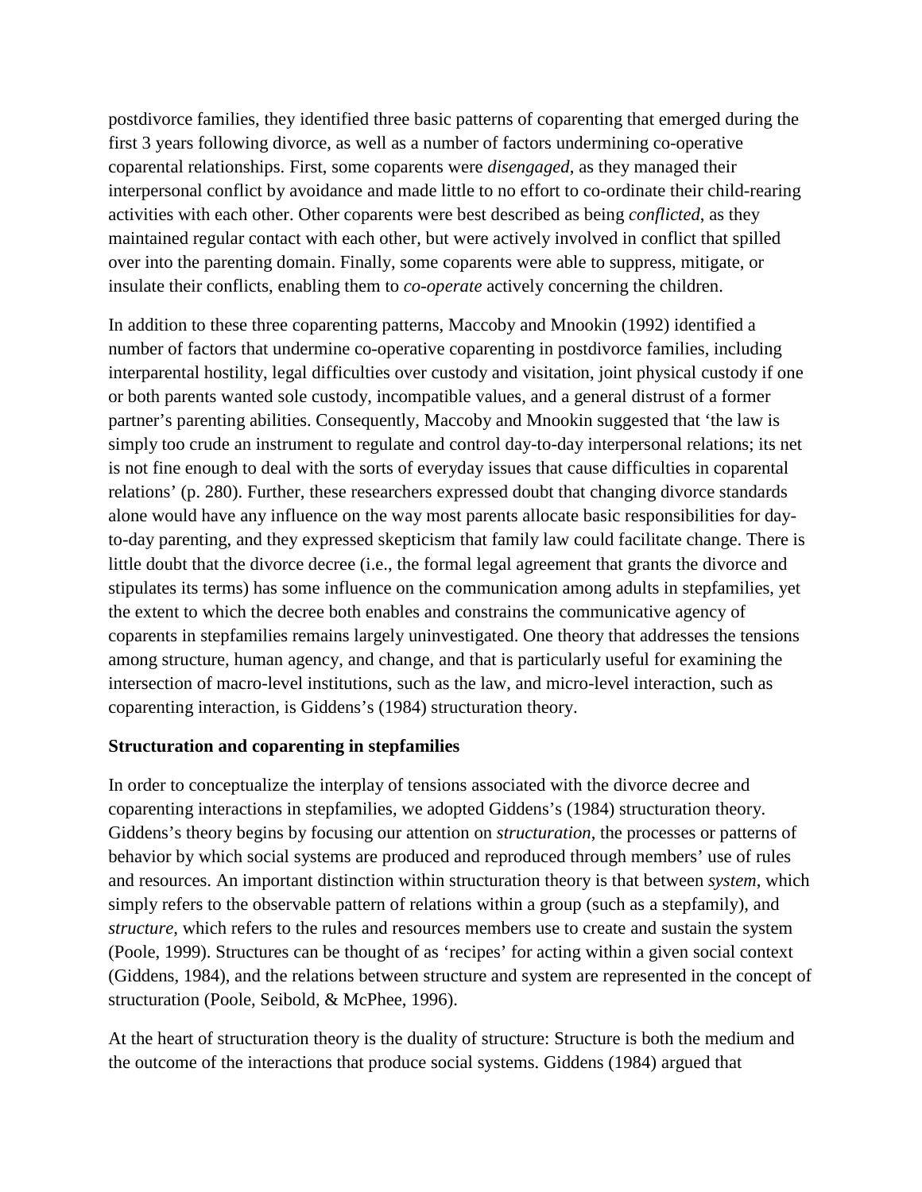postdivorce families, they identified three basic patterns of coparenting that emerged during the first 3 years following divorce, as well as a number of factors undermining co-operative coparental relationships. First, some coparents were *disengaged*, as they managed their interpersonal conflict by avoidance and made little to no effort to co-ordinate their child-rearing activities with each other. Other coparents were best described as being *conflicted*, as they maintained regular contact with each other, but were actively involved in conflict that spilled over into the parenting domain. Finally, some coparents were able to suppress, mitigate, or insulate their conflicts, enabling them to *co-operate* actively concerning the children.

In addition to these three coparenting patterns, Maccoby and Mnookin (1992) identified a number of factors that undermine co-operative coparenting in postdivorce families, including interparental hostility, legal difficulties over custody and visitation, joint physical custody if one or both parents wanted sole custody, incompatible values, and a general distrust of a former partner's parenting abilities. Consequently, Maccoby and Mnookin suggested that 'the law is simply too crude an instrument to regulate and control day-to-day interpersonal relations; its net is not fine enough to deal with the sorts of everyday issues that cause difficulties in coparental relations' (p. 280). Further, these researchers expressed doubt that changing divorce standards alone would have any influence on the way most parents allocate basic responsibilities for day-to-day parenting, and they expressed skepticism that family law could facilitate change. There is little doubt that the divorce decree (i.e., the formal legal agreement that grants the divorce and stipulates its terms) has some influence on the communication among adults in stepfamilies, yet the extent to which the decree both enables and constrains the communicative agency of coparents in stepfamilies remains largely uninvestigated. One theory that addresses the tensions among structure, human agency, and change, and that is particularly useful for examining the intersection of macro-level institutions, such as the law, and micro-level interaction, such as coparenting interaction, is Giddens's (1984) structuration theory.

**Structuration and coparenting in stepfamilies**

In order to conceptualize the interplay of tensions associated with the divorce decree and coparenting interactions in stepfamilies, we adopted Giddens's (1984) structuration theory. Giddens's theory begins by focusing our attention on *structuration*, the processes or patterns of behavior by which social systems are produced and reproduced through members' use of rules and resources. An important distinction within structuration theory is that between *system*, which simply refers to the observable pattern of relations within a group (such as a stepfamily), and *structure*, which refers to the rules and resources members use to create and sustain the system (Poole, 1999). Structures can be thought of as 'recipes' for acting within a given social context (Giddens, 1984), and the relations between structure and system are represented in the concept of structuration (Poole, Seibold, & McPhee, 1996).

At the heart of structuration theory is the duality of structure: Structure is both the medium and the outcome of the interactions that produce social systems. Giddens (1984) argued that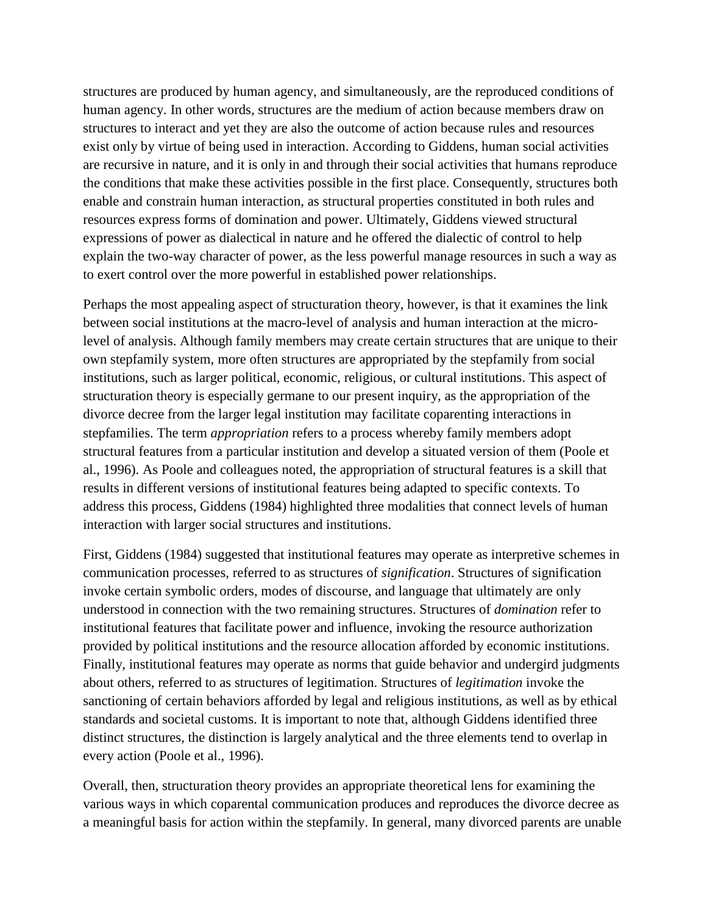structures are produced by human agency, and simultaneously, are the reproduced conditions of human agency. In other words, structures are the medium of action because members draw on structures to interact and yet they are also the outcome of action because rules and resources exist only by virtue of being used in interaction. According to Giddens, human social activities are recursive in nature, and it is only in and through their social activities that humans reproduce the conditions that make these activities possible in the first place. Consequently, structures both enable and constrain human interaction, as structural properties constituted in both rules and resources express forms of domination and power. Ultimately, Giddens viewed structural expressions of power as dialectical in nature and he offered the dialectic of control to help explain the two-way character of power, as the less powerful manage resources in such a way as to exert control over the more powerful in established power relationships.

Perhaps the most appealing aspect of structuration theory, however, is that it examines the link between social institutions at the macro-level of analysis and human interaction at the micro-level of analysis. Although family members may create certain structures that are unique to their own stepfamily system, more often structures are appropriated by the stepfamily from social institutions, such as larger political, economic, religious, or cultural institutions. This aspect of structuration theory is especially germane to our present inquiry, as the appropriation of the divorce decree from the larger legal institution may facilitate coparenting interactions in stepfamilies. The term *appropriation* refers to a process whereby family members adopt structural features from a particular institution and develop a situated version of them (Poole et al., 1996). As Poole and colleagues noted, the appropriation of structural features is a skill that results in different versions of institutional features being adapted to specific contexts. To address this process, Giddens (1984) highlighted three modalities that connect levels of human interaction with larger social structures and institutions.

First, Giddens (1984) suggested that institutional features may operate as interpretive schemes in communication processes, referred to as structures of *signification*. Structures of signification invoke certain symbolic orders, modes of discourse, and language that ultimately are only understood in connection with the two remaining structures. Structures of *domination* refer to institutional features that facilitate power and influence, invoking the resource authorization provided by political institutions and the resource allocation afforded by economic institutions. Finally, institutional features may operate as norms that guide behavior and undergird judgments about others, referred to as structures of legitimation. Structures of *legitimation* invoke the sanctioning of certain behaviors afforded by legal and religious institutions, as well as by ethical standards and societal customs. It is important to note that, although Giddens identified three distinct structures, the distinction is largely analytical and the three elements tend to overlap in every action (Poole et al., 1996).

Overall, then, structuration theory provides an appropriate theoretical lens for examining the various ways in which coparental communication produces and reproduces the divorce decree as a meaningful basis for action within the stepfamily. In general, many divorced parents are unable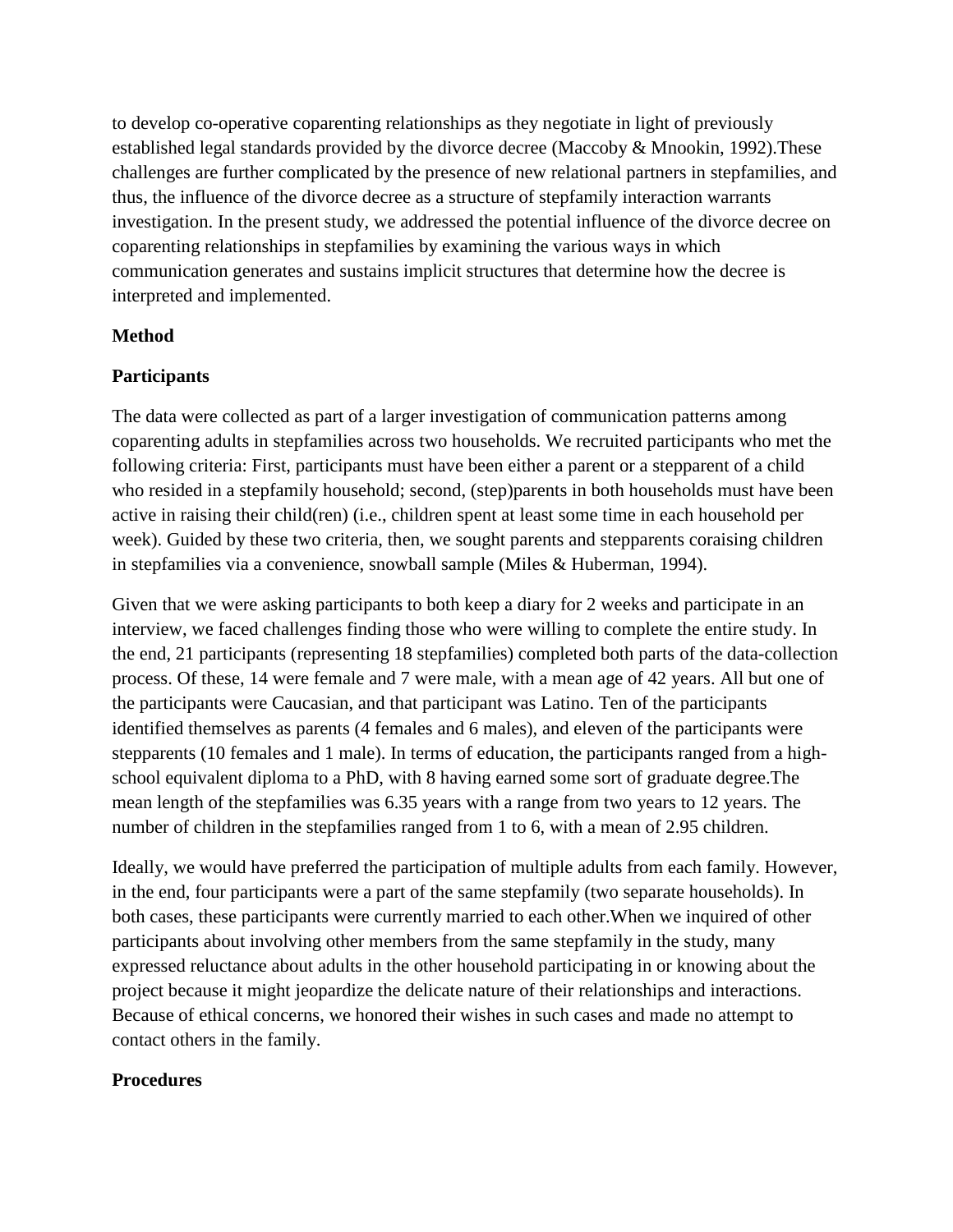to develop co-operative coparenting relationships as they negotiate in light of previously established legal standards provided by the divorce decree (Maccoby & Mnookin, 1992).These challenges are further complicated by the presence of new relational partners in stepfamilies, and thus, the influence of the divorce decree as a structure of stepfamily interaction warrants investigation. In the present study, we addressed the potential influence of the divorce decree on coparenting relationships in stepfamilies by examining the various ways in which communication generates and sustains implicit structures that determine how the decree is interpreted and implemented.

## Method

### Participants

The data were collected as part of a larger investigation of communication patterns among coparenting adults in stepfamilies across two households. We recruited participants who met the following criteria: First, participants must have been either a parent or a stepparent of a child who resided in a stepfamily household; second, (step)parents in both households must have been active in raising their child(ren) (i.e., children spent at least some time in each household per week). Guided by these two criteria, then, we sought parents and stepparents coraising children in stepfamilies via a convenience, snowball sample (Miles & Huberman, 1994).

Given that we were asking participants to both keep a diary for 2 weeks and participate in an interview, we faced challenges finding those who were willing to complete the entire study. In the end, 21 participants (representing 18 stepfamilies) completed both parts of the data-collection process. Of these, 14 were female and 7 were male, with a mean age of 42 years. All but one of the participants were Caucasian, and that participant was Latino. Ten of the participants identified themselves as parents (4 females and 6 males), and eleven of the participants were stepparents (10 females and 1 male). In terms of education, the participants ranged from a high-school equivalent diploma to a PhD, with 8 having earned some sort of graduate degree.The mean length of the stepfamilies was 6.35 years with a range from two years to 12 years. The number of children in the stepfamilies ranged from 1 to 6, with a mean of 2.95 children.

Ideally, we would have preferred the participation of multiple adults from each family. However, in the end, four participants were a part of the same stepfamily (two separate households). In both cases, these participants were currently married to each other.When we inquired of other participants about involving other members from the same stepfamily in the study, many expressed reluctance about adults in the other household participating in or knowing about the project because it might jeopardize the delicate nature of their relationships and interactions. Because of ethical concerns, we honored their wishes in such cases and made no attempt to contact others in the family.

### Procedures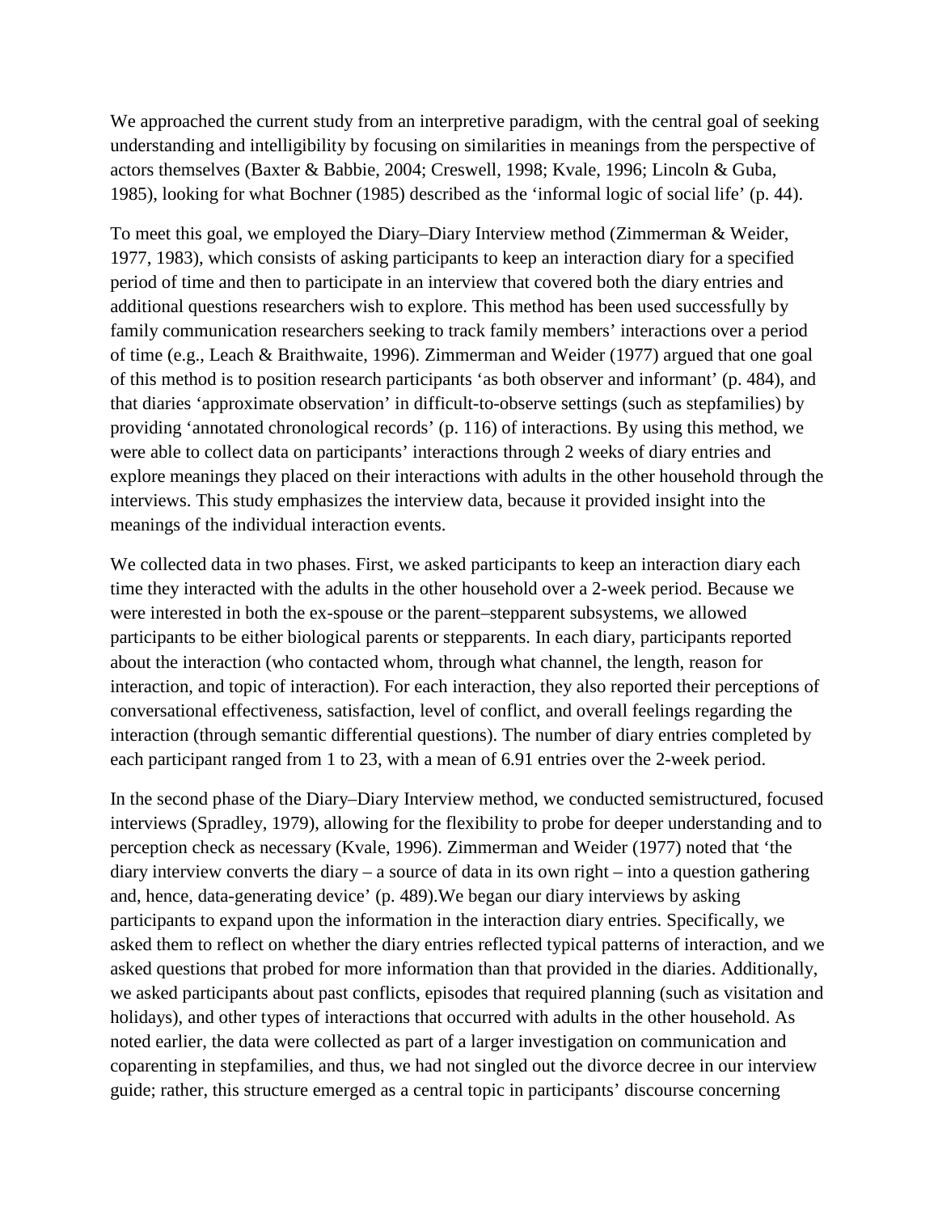We approached the current study from an interpretive paradigm, with the central goal of seeking understanding and intelligibility by focusing on similarities in meanings from the perspective of actors themselves (Baxter & Babbie, 2004; Creswell, 1998; Kvale, 1996; Lincoln & Guba, 1985), looking for what Bochner (1985) described as the 'informal logic of social life' (p. 44).

To meet this goal, we employed the Diary–Diary Interview method (Zimmerman & Weider, 1977, 1983), which consists of asking participants to keep an interaction diary for a specified period of time and then to participate in an interview that covered both the diary entries and additional questions researchers wish to explore. This method has been used successfully by family communication researchers seeking to track family members' interactions over a period of time (e.g., Leach & Braithwaite, 1996). Zimmerman and Weider (1977) argued that one goal of this method is to position research participants 'as both observer and informant' (p. 484), and that diaries 'approximate observation' in difficult-to-observe settings (such as stepfamilies) by providing 'annotated chronological records' (p. 116) of interactions. By using this method, we were able to collect data on participants' interactions through 2 weeks of diary entries and explore meanings they placed on their interactions with adults in the other household through the interviews. This study emphasizes the interview data, because it provided insight into the meanings of the individual interaction events.

We collected data in two phases. First, we asked participants to keep an interaction diary each time they interacted with the adults in the other household over a 2-week period. Because we were interested in both the ex-spouse or the parent–stepparent subsystems, we allowed participants to be either biological parents or stepparents. In each diary, participants reported about the interaction (who contacted whom, through what channel, the length, reason for interaction, and topic of interaction). For each interaction, they also reported their perceptions of conversational effectiveness, satisfaction, level of conflict, and overall feelings regarding the interaction (through semantic differential questions). The number of diary entries completed by each participant ranged from 1 to 23, with a mean of 6.91 entries over the 2-week period.

In the second phase of the Diary–Diary Interview method, we conducted semistructured, focused interviews (Spradley, 1979), allowing for the flexibility to probe for deeper understanding and to perception check as necessary (Kvale, 1996). Zimmerman and Weider (1977) noted that 'the diary interview converts the diary – a source of data in its own right – into a question gathering and, hence, data-generating device' (p. 489).We began our diary interviews by asking participants to expand upon the information in the interaction diary entries. Specifically, we asked them to reflect on whether the diary entries reflected typical patterns of interaction, and we asked questions that probed for more information than that provided in the diaries. Additionally, we asked participants about past conflicts, episodes that required planning (such as visitation and holidays), and other types of interactions that occurred with adults in the other household. As noted earlier, the data were collected as part of a larger investigation on communication and coparenting in stepfamilies, and thus, we had not singled out the divorce decree in our interview guide; rather, this structure emerged as a central topic in participants' discourse concerning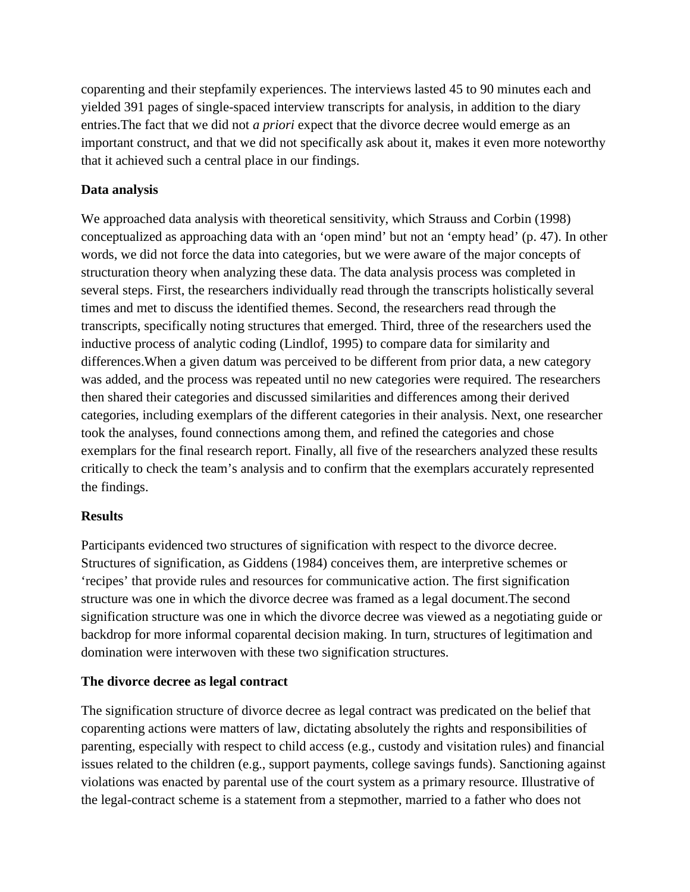coparenting and their stepfamily experiences. The interviews lasted 45 to 90 minutes each and yielded 391 pages of single-spaced interview transcripts for analysis, in addition to the diary entries.The fact that we did not *a priori* expect that the divorce decree would emerge as an important construct, and that we did not specifically ask about it, makes it even more noteworthy that it achieved such a central place in our findings.

**Data analysis**

We approached data analysis with theoretical sensitivity, which Strauss and Corbin (1998) conceptualized as approaching data with an 'open mind' but not an 'empty head' (p. 47). In other words, we did not force the data into categories, but we were aware of the major concepts of structuration theory when analyzing these data. The data analysis process was completed in several steps. First, the researchers individually read through the transcripts holistically several times and met to discuss the identified themes. Second, the researchers read through the transcripts, specifically noting structures that emerged. Third, three of the researchers used the inductive process of analytic coding (Lindlof, 1995) to compare data for similarity and differences.When a given datum was perceived to be different from prior data, a new category was added, and the process was repeated until no new categories were required. The researchers then shared their categories and discussed similarities and differences among their derived categories, including exemplars of the different categories in their analysis. Next, one researcher took the analyses, found connections among them, and refined the categories and chose exemplars for the final research report. Finally, all five of the researchers analyzed these results critically to check the team's analysis and to confirm that the exemplars accurately represented the findings.

**Results**

Participants evidenced two structures of signification with respect to the divorce decree. Structures of signification, as Giddens (1984) conceives them, are interpretive schemes or 'recipes' that provide rules and resources for communicative action. The first signification structure was one in which the divorce decree was framed as a legal document.The second signification structure was one in which the divorce decree was viewed as a negotiating guide or backdrop for more informal coparental decision making. In turn, structures of legitimation and domination were interwoven with these two signification structures.

**The divorce decree as legal contract**

The signification structure of divorce decree as legal contract was predicated on the belief that coparenting actions were matters of law, dictating absolutely the rights and responsibilities of parenting, especially with respect to child access (e.g., custody and visitation rules) and financial issues related to the children (e.g., support payments, college savings funds). Sanctioning against violations was enacted by parental use of the court system as a primary resource. Illustrative of the legal-contract scheme is a statement from a stepmother, married to a father who does not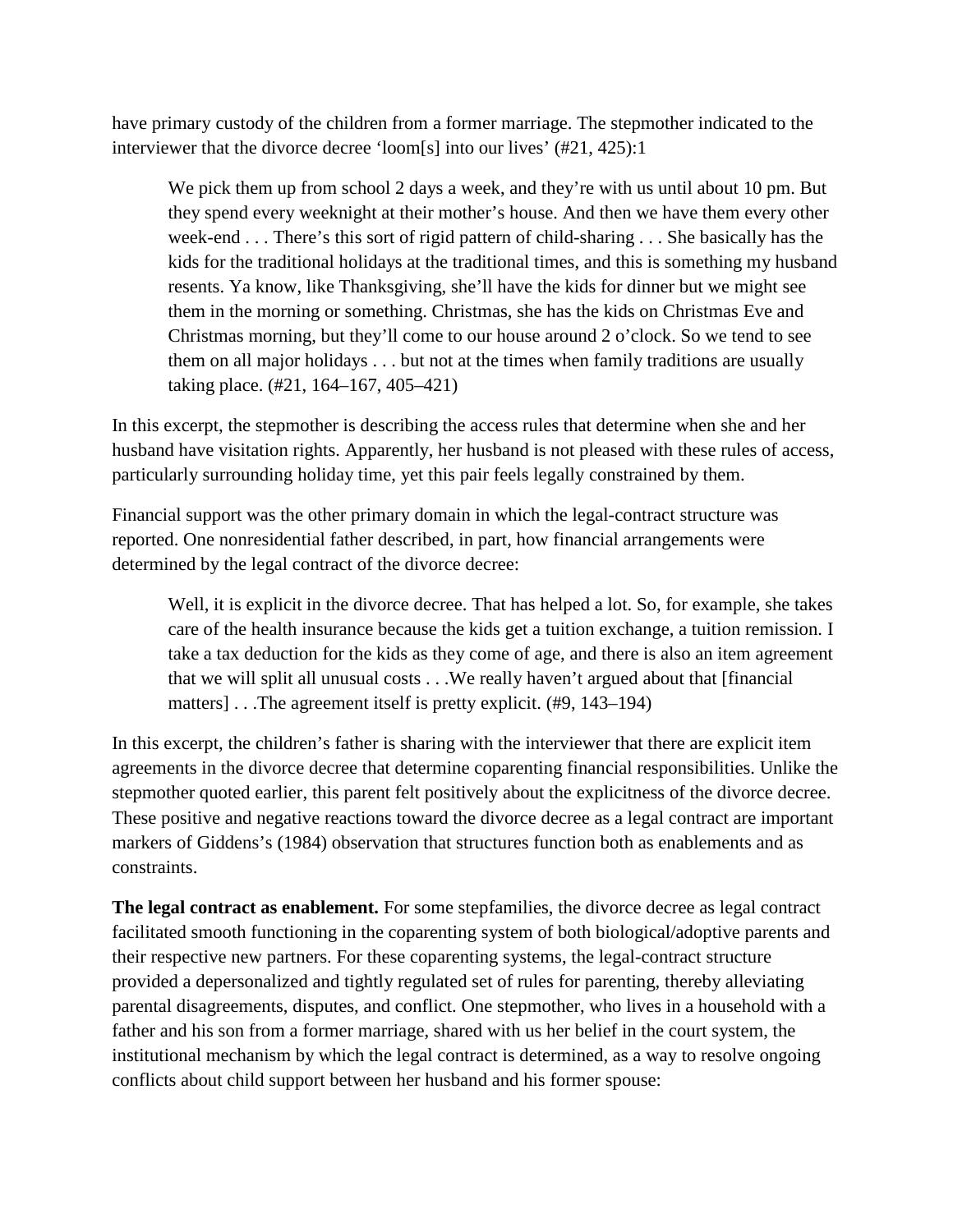have primary custody of the children from a former marriage. The stepmother indicated to the interviewer that the divorce decree 'loom[s] into our lives' (#21, 425):1

> We pick them up from school 2 days a week, and they're with us until about 10 pm. But they spend every weeknight at their mother's house. And then we have them every other week-end . . . There's this sort of rigid pattern of child-sharing . . . She basically has the kids for the traditional holidays at the traditional times, and this is something my husband resents. Ya know, like Thanksgiving, she'll have the kids for dinner but we might see them in the morning or something. Christmas, she has the kids on Christmas Eve and Christmas morning, but they'll come to our house around 2 o'clock. So we tend to see them on all major holidays . . . but not at the times when family traditions are usually taking place. (#21, 164–167, 405–421)

In this excerpt, the stepmother is describing the access rules that determine when she and her husband have visitation rights. Apparently, her husband is not pleased with these rules of access, particularly surrounding holiday time, yet this pair feels legally constrained by them.

Financial support was the other primary domain in which the legal-contract structure was reported. One nonresidential father described, in part, how financial arrangements were determined by the legal contract of the divorce decree:

> Well, it is explicit in the divorce decree. That has helped a lot. So, for example, she takes care of the health insurance because the kids get a tuition exchange, a tuition remission. I take a tax deduction for the kids as they come of age, and there is also an item agreement that we will split all unusual costs . . .We really haven't argued about that [financial matters] . . .The agreement itself is pretty explicit. (#9, 143–194)

In this excerpt, the children's father is sharing with the interviewer that there are explicit item agreements in the divorce decree that determine coparenting financial responsibilities. Unlike the stepmother quoted earlier, this parent felt positively about the explicitness of the divorce decree. These positive and negative reactions toward the divorce decree as a legal contract are important markers of Giddens's (1984) observation that structures function both as enablements and as constraints.

**The legal contract as enablement.** For some stepfamilies, the divorce decree as legal contract facilitated smooth functioning in the coparenting system of both biological/adoptive parents and their respective new partners. For these coparenting systems, the legal-contract structure provided a depersonalized and tightly regulated set of rules for parenting, thereby alleviating parental disagreements, disputes, and conflict. One stepmother, who lives in a household with a father and his son from a former marriage, shared with us her belief in the court system, the institutional mechanism by which the legal contract is determined, as a way to resolve ongoing conflicts about child support between her husband and his former spouse: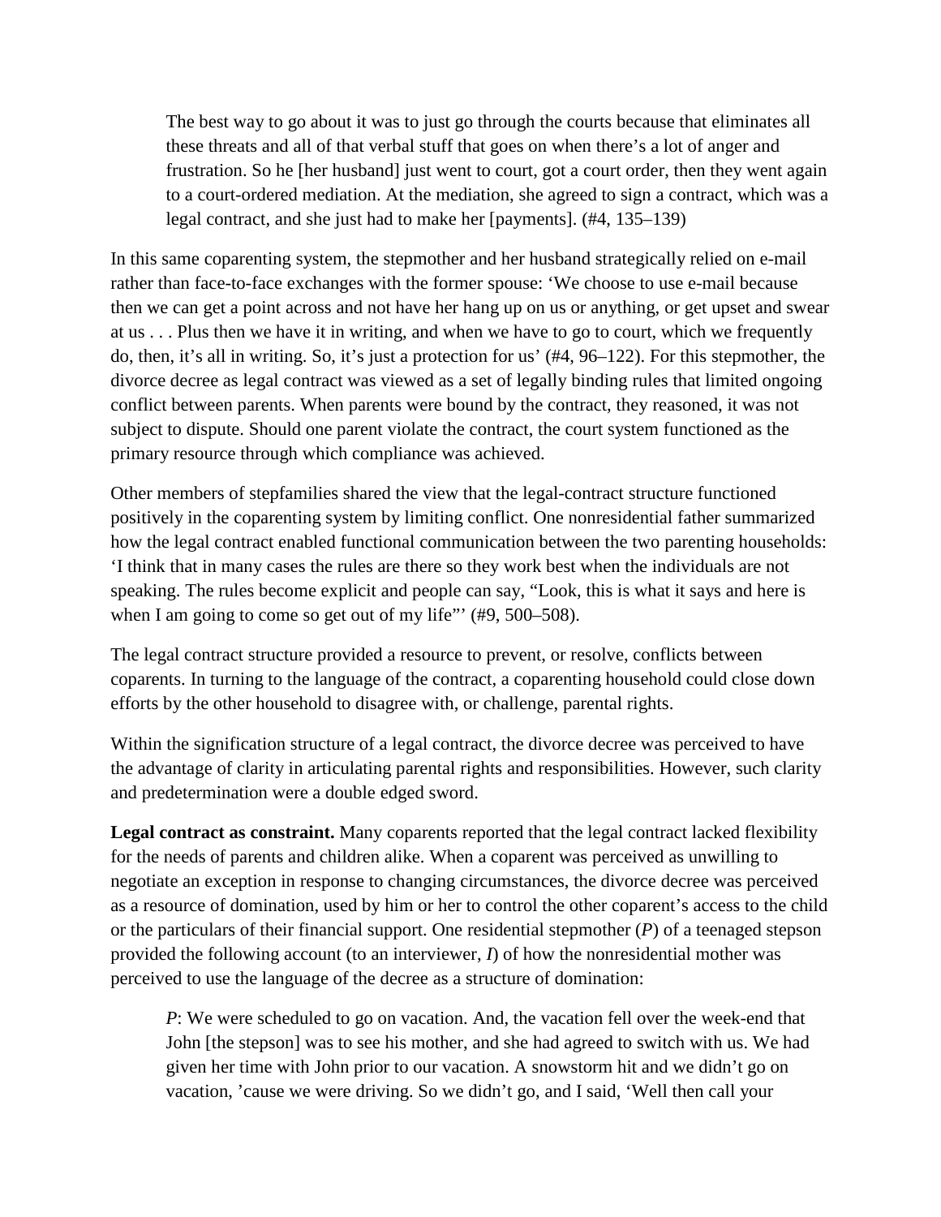> The best way to go about it was to just go through the courts because that eliminates all these threats and all of that verbal stuff that goes on when there's a lot of anger and frustration. So he [her husband] just went to court, got a court order, then they went again to a court-ordered mediation. At the mediation, she agreed to sign a contract, which was a legal contract, and she just had to make her [payments]. (#4, 135–139)

In this same coparenting system, the stepmother and her husband strategically relied on e-mail rather than face-to-face exchanges with the former spouse: 'We choose to use e-mail because then we can get a point across and not have her hang up on us or anything, or get upset and swear at us . . . Plus then we have it in writing, and when we have to go to court, which we frequently do, then, it's all in writing. So, it's just a protection for us' (#4, 96–122). For this stepmother, the divorce decree as legal contract was viewed as a set of legally binding rules that limited ongoing conflict between parents. When parents were bound by the contract, they reasoned, it was not subject to dispute. Should one parent violate the contract, the court system functioned as the primary resource through which compliance was achieved.

Other members of stepfamilies shared the view that the legal-contract structure functioned positively in the coparenting system by limiting conflict. One nonresidential father summarized how the legal contract enabled functional communication between the two parenting households: 'I think that in many cases the rules are there so they work best when the individuals are not speaking. The rules become explicit and people can say, "Look, this is what it says and here is when I am going to come so get out of my life"' (#9, 500–508).

The legal contract structure provided a resource to prevent, or resolve, conflicts between coparents. In turning to the language of the contract, a coparenting household could close down efforts by the other household to disagree with, or challenge, parental rights.

Within the signification structure of a legal contract, the divorce decree was perceived to have the advantage of clarity in articulating parental rights and responsibilities. However, such clarity and predetermination were a double edged sword.

**Legal contract as constraint.** Many coparents reported that the legal contract lacked flexibility for the needs of parents and children alike. When a coparent was perceived as unwilling to negotiate an exception in response to changing circumstances, the divorce decree was perceived as a resource of domination, used by him or her to control the other coparent's access to the child or the particulars of their financial support. One residential stepmother (*P*) of a teenaged stepson provided the following account (to an interviewer, *I*) of how the nonresidential mother was perceived to use the language of the decree as a structure of domination:

> *P*: We were scheduled to go on vacation. And, the vacation fell over the week-end that John [the stepson] was to see his mother, and she had agreed to switch with us. We had given her time with John prior to our vacation. A snowstorm hit and we didn't go on vacation, 'cause we were driving. So we didn't go, and I said, 'Well then call your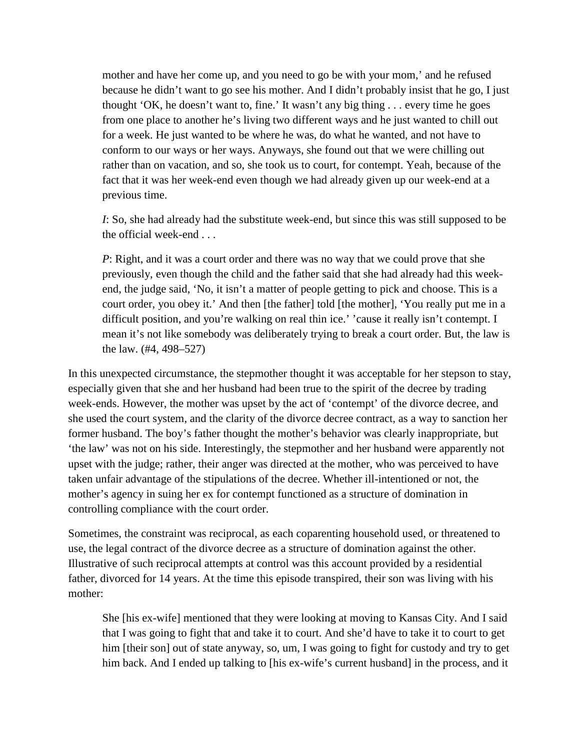> mother and have her come up, and you need to go be with your mom,' and he refused because he didn't want to go see his mother. And I didn't probably insist that he go, I just thought 'OK, he doesn't want to, fine.' It wasn't any big thing . . . every time he goes from one place to another he's living two different ways and he just wanted to chill out for a week. He just wanted to be where he was, do what he wanted, and not have to conform to our ways or her ways. Anyways, she found out that we were chilling out rather than on vacation, and so, she took us to court, for contempt. Yeah, because of the fact that it was her week-end even though we had already given up our week-end at a previous time.
>
> *I*: So, she had already had the substitute week-end, but since this was still supposed to be the official week-end . . .
>
> *P*: Right, and it was a court order and there was no way that we could prove that she previously, even though the child and the father said that she had already had this week-end, the judge said, 'No, it isn't a matter of people getting to pick and choose. This is a court order, you obey it.' And then [the father] told [the mother], 'You really put me in a difficult position, and you're walking on real thin ice.' 'cause it really isn't contempt. I mean it's not like somebody was deliberately trying to break a court order. But, the law is the law. (#4, 498–527)

In this unexpected circumstance, the stepmother thought it was acceptable for her stepson to stay, especially given that she and her husband had been true to the spirit of the decree by trading week-ends. However, the mother was upset by the act of 'contempt' of the divorce decree, and she used the court system, and the clarity of the divorce decree contract, as a way to sanction her former husband. The boy's father thought the mother's behavior was clearly inappropriate, but 'the law' was not on his side. Interestingly, the stepmother and her husband were apparently not upset with the judge; rather, their anger was directed at the mother, who was perceived to have taken unfair advantage of the stipulations of the decree. Whether ill-intentioned or not, the mother's agency in suing her ex for contempt functioned as a structure of domination in controlling compliance with the court order.

Sometimes, the constraint was reciprocal, as each coparenting household used, or threatened to use, the legal contract of the divorce decree as a structure of domination against the other. Illustrative of such reciprocal attempts at control was this account provided by a residential father, divorced for 14 years. At the time this episode transpired, their son was living with his mother:

> She [his ex-wife] mentioned that they were looking at moving to Kansas City. And I said that I was going to fight that and take it to court. And she'd have to take it to court to get him [their son] out of state anyway, so, um, I was going to fight for custody and try to get him back. And I ended up talking to [his ex-wife's current husband] in the process, and it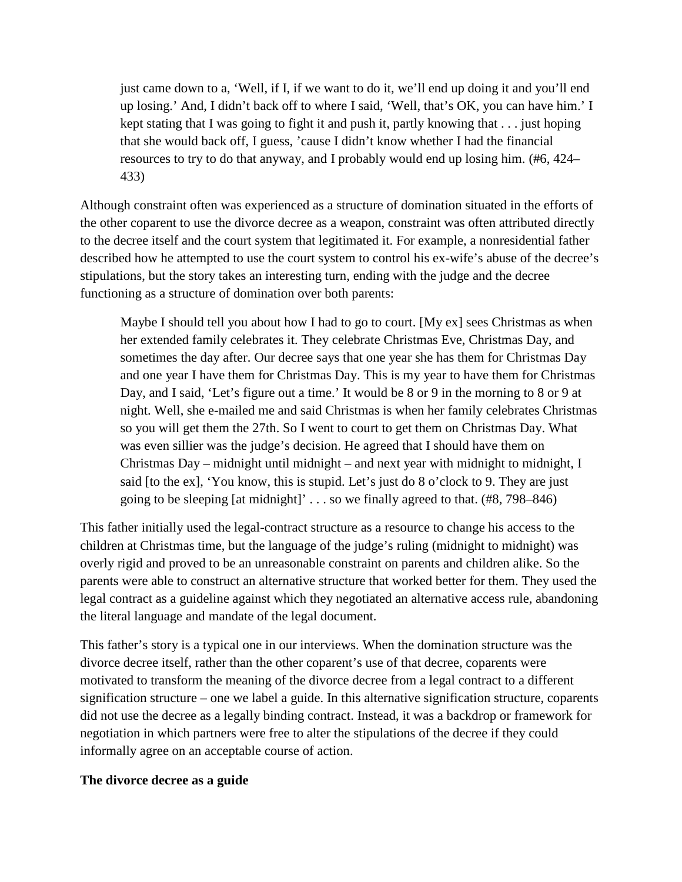> just came down to a, 'Well, if I, if we want to do it, we'll end up doing it and you'll end up losing.' And, I didn't back off to where I said, 'Well, that's OK, you can have him.' I kept stating that I was going to fight it and push it, partly knowing that . . . just hoping that she would back off, I guess, 'cause I didn't know whether I had the financial resources to try to do that anyway, and I probably would end up losing him. (#6, 424–433)

Although constraint often was experienced as a structure of domination situated in the efforts of the other coparent to use the divorce decree as a weapon, constraint was often attributed directly to the decree itself and the court system that legitimated it. For example, a nonresidential father described how he attempted to use the court system to control his ex-wife's abuse of the decree's stipulations, but the story takes an interesting turn, ending with the judge and the decree functioning as a structure of domination over both parents:

> Maybe I should tell you about how I had to go to court. [My ex] sees Christmas as when her extended family celebrates it. They celebrate Christmas Eve, Christmas Day, and sometimes the day after. Our decree says that one year she has them for Christmas Day and one year I have them for Christmas Day. This is my year to have them for Christmas Day, and I said, 'Let's figure out a time.' It would be 8 or 9 in the morning to 8 or 9 at night. Well, she e-mailed me and said Christmas is when her family celebrates Christmas so you will get them the 27th. So I went to court to get them on Christmas Day. What was even sillier was the judge's decision. He agreed that I should have them on Christmas Day – midnight until midnight – and next year with midnight to midnight, I said [to the ex], 'You know, this is stupid. Let's just do 8 o'clock to 9. They are just going to be sleeping [at midnight]' . . . so we finally agreed to that. (#8, 798–846)

This father initially used the legal-contract structure as a resource to change his access to the children at Christmas time, but the language of the judge's ruling (midnight to midnight) was overly rigid and proved to be an unreasonable constraint on parents and children alike. So the parents were able to construct an alternative structure that worked better for them. They used the legal contract as a guideline against which they negotiated an alternative access rule, abandoning the literal language and mandate of the legal document.

This father's story is a typical one in our interviews. When the domination structure was the divorce decree itself, rather than the other coparent's use of that decree, coparents were motivated to transform the meaning of the divorce decree from a legal contract to a different signification structure – one we label a guide. In this alternative signification structure, coparents did not use the decree as a legally binding contract. Instead, it was a backdrop or framework for negotiation in which partners were free to alter the stipulations of the decree if they could informally agree on an acceptable course of action.

**The divorce decree as a guide**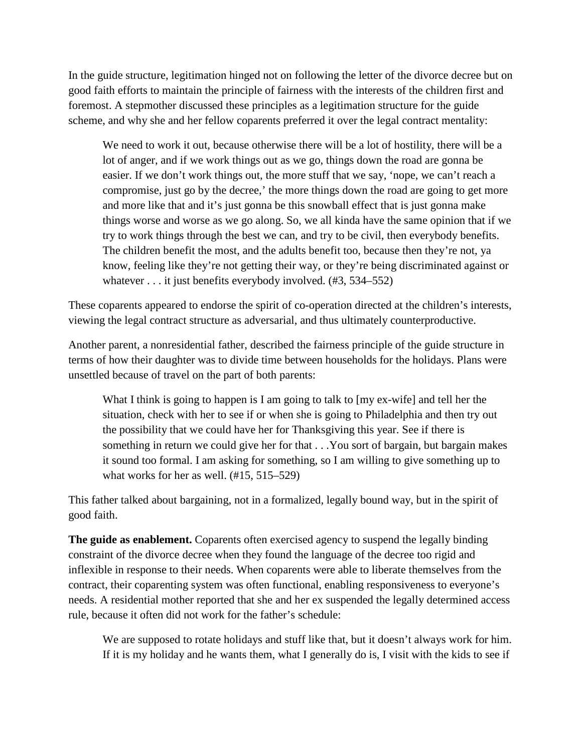In the guide structure, legitimation hinged not on following the letter of the divorce decree but on good faith efforts to maintain the principle of fairness with the interests of the children first and foremost. A stepmother discussed these principles as a legitimation structure for the guide scheme, and why she and her fellow coparents preferred it over the legal contract mentality:

> We need to work it out, because otherwise there will be a lot of hostility, there will be a lot of anger, and if we work things out as we go, things down the road are gonna be easier. If we don't work things out, the more stuff that we say, 'nope, we can't reach a compromise, just go by the decree,' the more things down the road are going to get more and more like that and it's just gonna be this snowball effect that is just gonna make things worse and worse as we go along. So, we all kinda have the same opinion that if we try to work things through the best we can, and try to be civil, then everybody benefits. The children benefit the most, and the adults benefit too, because then they're not, ya know, feeling like they're not getting their way, or they're being discriminated against or whatever . . . it just benefits everybody involved. (#3, 534–552)

These coparents appeared to endorse the spirit of co-operation directed at the children's interests, viewing the legal contract structure as adversarial, and thus ultimately counterproductive.

Another parent, a nonresidential father, described the fairness principle of the guide structure in terms of how their daughter was to divide time between households for the holidays. Plans were unsettled because of travel on the part of both parents:

> What I think is going to happen is I am going to talk to [my ex-wife] and tell her the situation, check with her to see if or when she is going to Philadelphia and then try out the possibility that we could have her for Thanksgiving this year. See if there is something in return we could give her for that . . .You sort of bargain, but bargain makes it sound too formal. I am asking for something, so I am willing to give something up to what works for her as well. (#15, 515–529)

This father talked about bargaining, not in a formalized, legally bound way, but in the spirit of good faith.

**The guide as enablement.** Coparents often exercised agency to suspend the legally binding constraint of the divorce decree when they found the language of the decree too rigid and inflexible in response to their needs. When coparents were able to liberate themselves from the contract, their coparenting system was often functional, enabling responsiveness to everyone's needs. A residential mother reported that she and her ex suspended the legally determined access rule, because it often did not work for the father's schedule:

> We are supposed to rotate holidays and stuff like that, but it doesn't always work for him. If it is my holiday and he wants them, what I generally do is, I visit with the kids to see if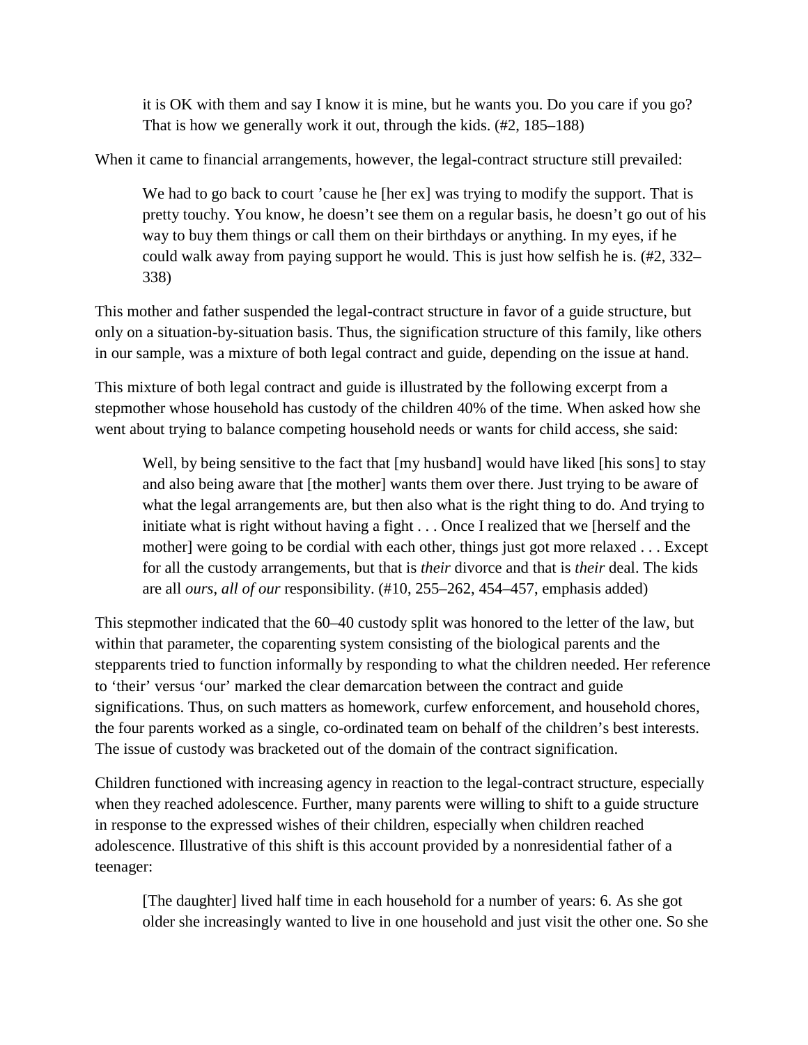> it is OK with them and say I know it is mine, but he wants you. Do you care if you go? That is how we generally work it out, through the kids. (#2, 185–188)

When it came to financial arrangements, however, the legal-contract structure still prevailed:

> We had to go back to court 'cause he [her ex] was trying to modify the support. That is pretty touchy. You know, he doesn't see them on a regular basis, he doesn't go out of his way to buy them things or call them on their birthdays or anything. In my eyes, if he could walk away from paying support he would. This is just how selfish he is. (#2, 332–338)

This mother and father suspended the legal-contract structure in favor of a guide structure, but only on a situation-by-situation basis. Thus, the signification structure of this family, like others in our sample, was a mixture of both legal contract and guide, depending on the issue at hand.

This mixture of both legal contract and guide is illustrated by the following excerpt from a stepmother whose household has custody of the children 40% of the time. When asked how she went about trying to balance competing household needs or wants for child access, she said:

> Well, by being sensitive to the fact that [my husband] would have liked [his sons] to stay and also being aware that [the mother] wants them over there. Just trying to be aware of what the legal arrangements are, but then also what is the right thing to do. And trying to initiate what is right without having a fight . . . Once I realized that we [herself and the mother] were going to be cordial with each other, things just got more relaxed . . . Except for all the custody arrangements, but that is *their* divorce and that is *their* deal. The kids are all *ours*, *all of our* responsibility. (#10, 255–262, 454–457, emphasis added)

This stepmother indicated that the 60–40 custody split was honored to the letter of the law, but within that parameter, the coparenting system consisting of the biological parents and the stepparents tried to function informally by responding to what the children needed. Her reference to 'their' versus 'our' marked the clear demarcation between the contract and guide significations. Thus, on such matters as homework, curfew enforcement, and household chores, the four parents worked as a single, co-ordinated team on behalf of the children's best interests. The issue of custody was bracketed out of the domain of the contract signification.

Children functioned with increasing agency in reaction to the legal-contract structure, especially when they reached adolescence. Further, many parents were willing to shift to a guide structure in response to the expressed wishes of their children, especially when children reached adolescence. Illustrative of this shift is this account provided by a nonresidential father of a teenager:

> [The daughter] lived half time in each household for a number of years: 6. As she got older she increasingly wanted to live in one household and just visit the other one. So she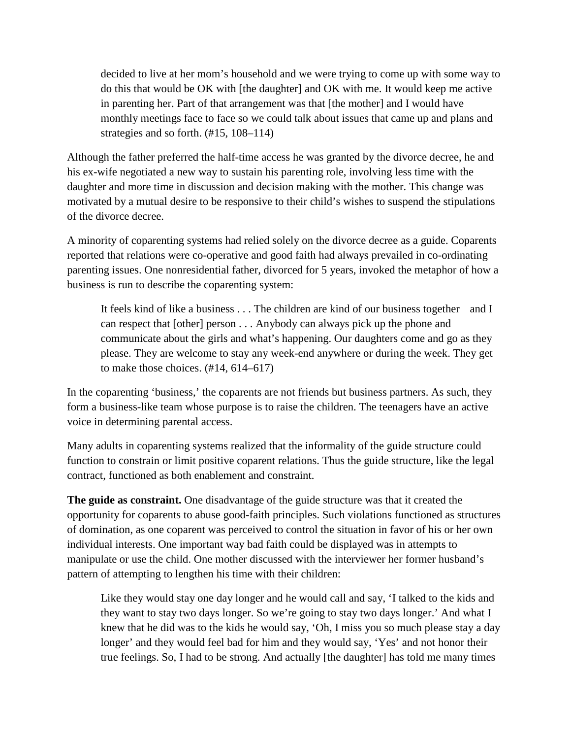> decided to live at her mom's household and we were trying to come up with some way to do this that would be OK with [the daughter] and OK with me. It would keep me active in parenting her. Part of that arrangement was that [the mother] and I would have monthly meetings face to face so we could talk about issues that came up and plans and strategies and so forth. (#15, 108–114)

Although the father preferred the half-time access he was granted by the divorce decree, he and his ex-wife negotiated a new way to sustain his parenting role, involving less time with the daughter and more time in discussion and decision making with the mother. This change was motivated by a mutual desire to be responsive to their child's wishes to suspend the stipulations of the divorce decree.

A minority of coparenting systems had relied solely on the divorce decree as a guide. Coparents reported that relations were co-operative and good faith had always prevailed in co-ordinating parenting issues. One nonresidential father, divorced for 5 years, invoked the metaphor of how a business is run to describe the coparenting system:

> It feels kind of like a business . . . The children are kind of our business together and I can respect that [other] person . . . Anybody can always pick up the phone and communicate about the girls and what's happening. Our daughters come and go as they please. They are welcome to stay any week-end anywhere or during the week. They get to make those choices. (#14, 614–617)

In the coparenting 'business,' the coparents are not friends but business partners. As such, they form a business-like team whose purpose is to raise the children. The teenagers have an active voice in determining parental access.

Many adults in coparenting systems realized that the informality of the guide structure could function to constrain or limit positive coparent relations. Thus the guide structure, like the legal contract, functioned as both enablement and constraint.

**The guide as constraint.** One disadvantage of the guide structure was that it created the opportunity for coparents to abuse good-faith principles. Such violations functioned as structures of domination, as one coparent was perceived to control the situation in favor of his or her own individual interests. One important way bad faith could be displayed was in attempts to manipulate or use the child. One mother discussed with the interviewer her former husband's pattern of attempting to lengthen his time with their children:

> Like they would stay one day longer and he would call and say, 'I talked to the kids and they want to stay two days longer. So we're going to stay two days longer.' And what I knew that he did was to the kids he would say, 'Oh, I miss you so much please stay a day longer' and they would feel bad for him and they would say, 'Yes' and not honor their true feelings. So, I had to be strong. And actually [the daughter] has told me many times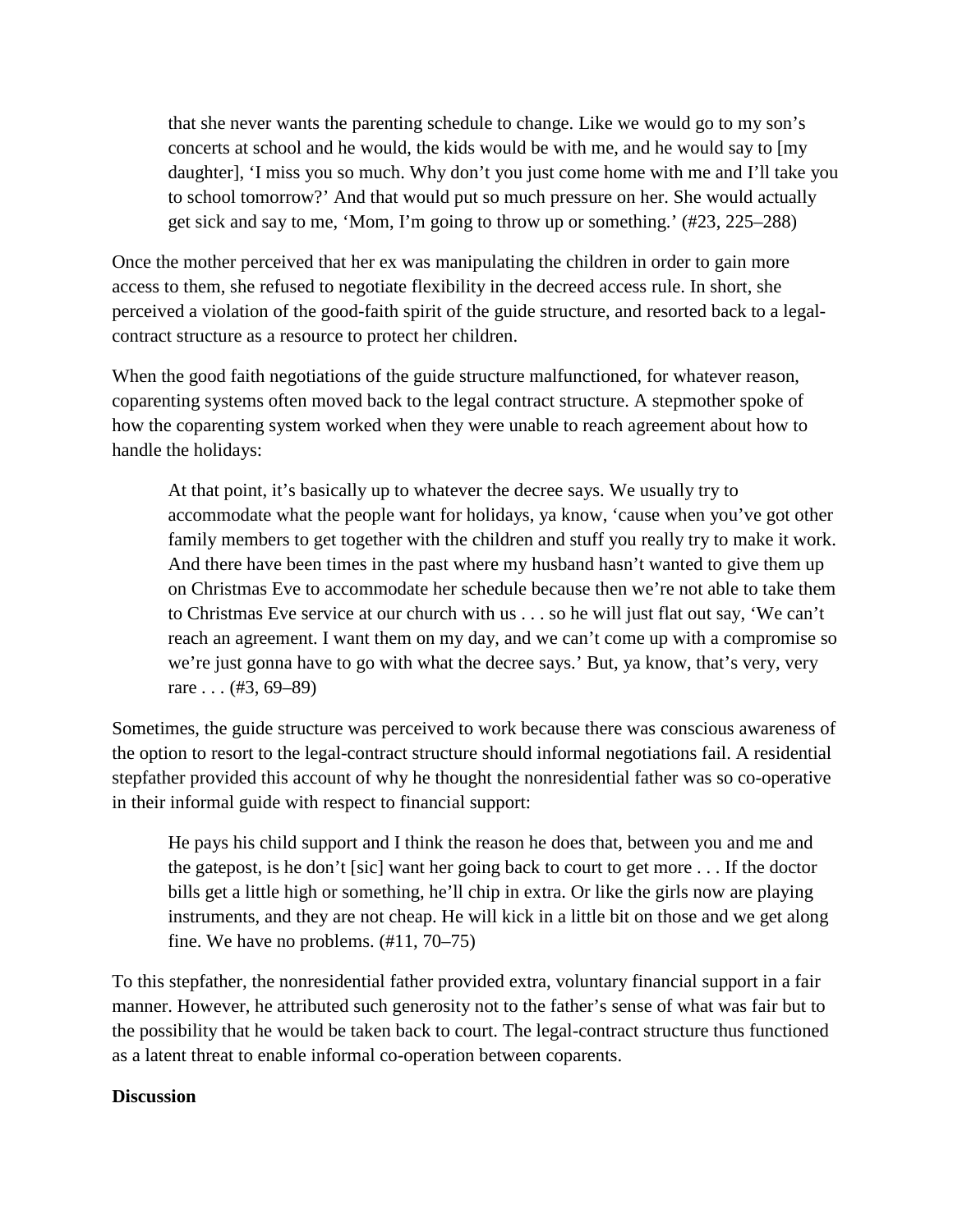> that she never wants the parenting schedule to change. Like we would go to my son's concerts at school and he would, the kids would be with me, and he would say to [my daughter], 'I miss you so much. Why don't you just come home with me and I'll take you to school tomorrow?' And that would put so much pressure on her. She would actually get sick and say to me, 'Mom, I'm going to throw up or something.' (#23, 225–288)

Once the mother perceived that her ex was manipulating the children in order to gain more access to them, she refused to negotiate flexibility in the decreed access rule. In short, she perceived a violation of the good-faith spirit of the guide structure, and resorted back to a legal-contract structure as a resource to protect her children.

When the good faith negotiations of the guide structure malfunctioned, for whatever reason, coparenting systems often moved back to the legal contract structure. A stepmother spoke of how the coparenting system worked when they were unable to reach agreement about how to handle the holidays:

> At that point, it's basically up to whatever the decree says. We usually try to accommodate what the people want for holidays, ya know, 'cause when you've got other family members to get together with the children and stuff you really try to make it work. And there have been times in the past where my husband hasn't wanted to give them up on Christmas Eve to accommodate her schedule because then we're not able to take them to Christmas Eve service at our church with us . . . so he will just flat out say, 'We can't reach an agreement. I want them on my day, and we can't come up with a compromise so we're just gonna have to go with what the decree says.' But, ya know, that's very, very rare . . . (#3, 69–89)

Sometimes, the guide structure was perceived to work because there was conscious awareness of the option to resort to the legal-contract structure should informal negotiations fail. A residential stepfather provided this account of why he thought the nonresidential father was so co-operative in their informal guide with respect to financial support:

> He pays his child support and I think the reason he does that, between you and me and the gatepost, is he don't [sic] want her going back to court to get more . . . If the doctor bills get a little high or something, he'll chip in extra. Or like the girls now are playing instruments, and they are not cheap. He will kick in a little bit on those and we get along fine. We have no problems. (#11, 70–75)

To this stepfather, the nonresidential father provided extra, voluntary financial support in a fair manner. However, he attributed such generosity not to the father's sense of what was fair but to the possibility that he would be taken back to court. The legal-contract structure thus functioned as a latent threat to enable informal co-operation between coparents.

**Discussion**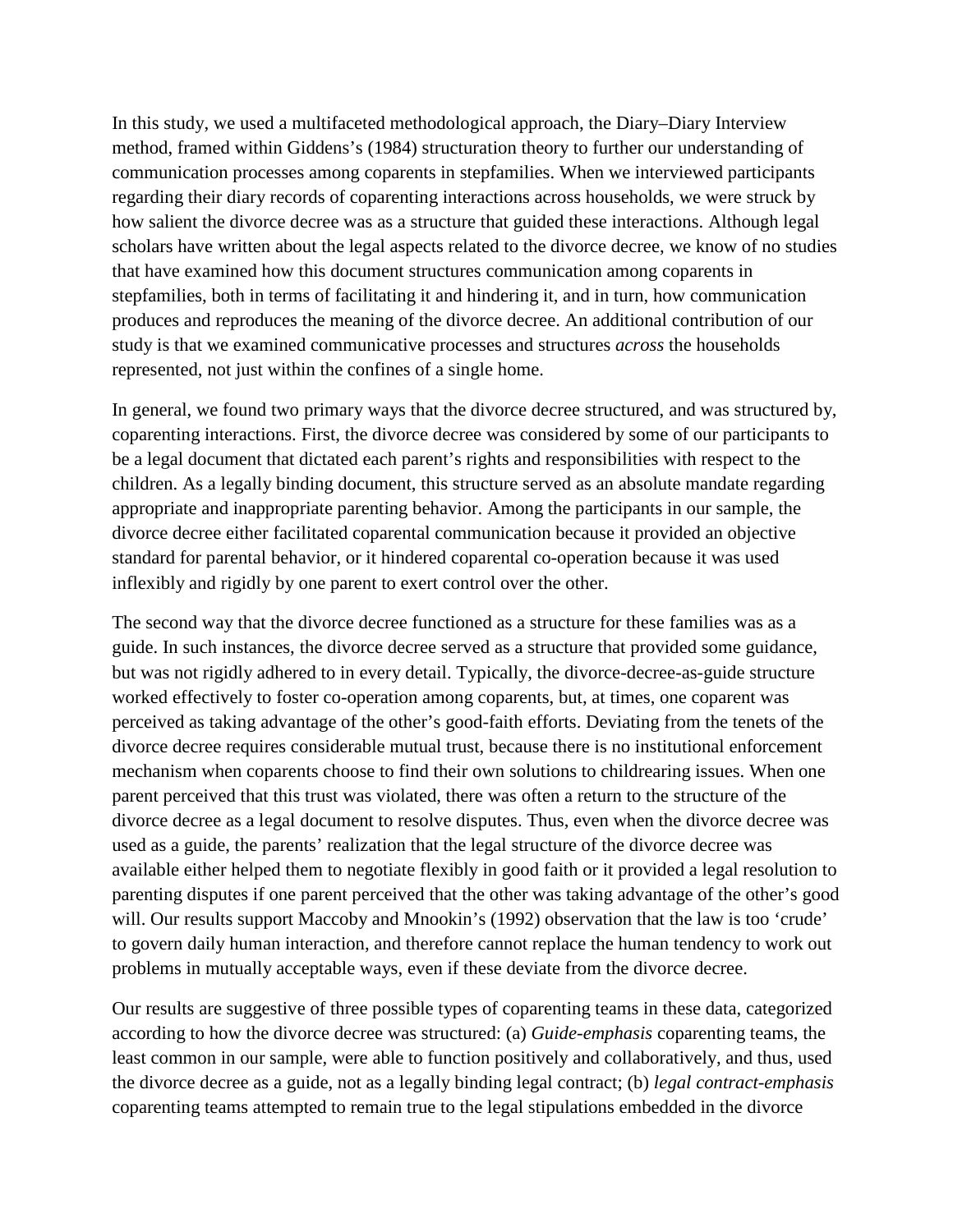In this study, we used a multifaceted methodological approach, the Diary–Diary Interview method, framed within Giddens's (1984) structuration theory to further our understanding of communication processes among coparents in stepfamilies. When we interviewed participants regarding their diary records of coparenting interactions across households, we were struck by how salient the divorce decree was as a structure that guided these interactions. Although legal scholars have written about the legal aspects related to the divorce decree, we know of no studies that have examined how this document structures communication among coparents in stepfamilies, both in terms of facilitating it and hindering it, and in turn, how communication produces and reproduces the meaning of the divorce decree. An additional contribution of our study is that we examined communicative processes and structures *across* the households represented, not just within the confines of a single home.

In general, we found two primary ways that the divorce decree structured, and was structured by, coparenting interactions. First, the divorce decree was considered by some of our participants to be a legal document that dictated each parent's rights and responsibilities with respect to the children. As a legally binding document, this structure served as an absolute mandate regarding appropriate and inappropriate parenting behavior. Among the participants in our sample, the divorce decree either facilitated coparental communication because it provided an objective standard for parental behavior, or it hindered coparental co-operation because it was used inflexibly and rigidly by one parent to exert control over the other.

The second way that the divorce decree functioned as a structure for these families was as a guide. In such instances, the divorce decree served as a structure that provided some guidance, but was not rigidly adhered to in every detail. Typically, the divorce-decree-as-guide structure worked effectively to foster co-operation among coparents, but, at times, one coparent was perceived as taking advantage of the other's good-faith efforts. Deviating from the tenets of the divorce decree requires considerable mutual trust, because there is no institutional enforcement mechanism when coparents choose to find their own solutions to childrearing issues. When one parent perceived that this trust was violated, there was often a return to the structure of the divorce decree as a legal document to resolve disputes. Thus, even when the divorce decree was used as a guide, the parents' realization that the legal structure of the divorce decree was available either helped them to negotiate flexibly in good faith or it provided a legal resolution to parenting disputes if one parent perceived that the other was taking advantage of the other's good will. Our results support Maccoby and Mnookin's (1992) observation that the law is too 'crude' to govern daily human interaction, and therefore cannot replace the human tendency to work out problems in mutually acceptable ways, even if these deviate from the divorce decree.

Our results are suggestive of three possible types of coparenting teams in these data, categorized according to how the divorce decree was structured: (a) *Guide-emphasis* coparenting teams, the least common in our sample, were able to function positively and collaboratively, and thus, used the divorce decree as a guide, not as a legally binding legal contract; (b) *legal contract-emphasis* coparenting teams attempted to remain true to the legal stipulations embedded in the divorce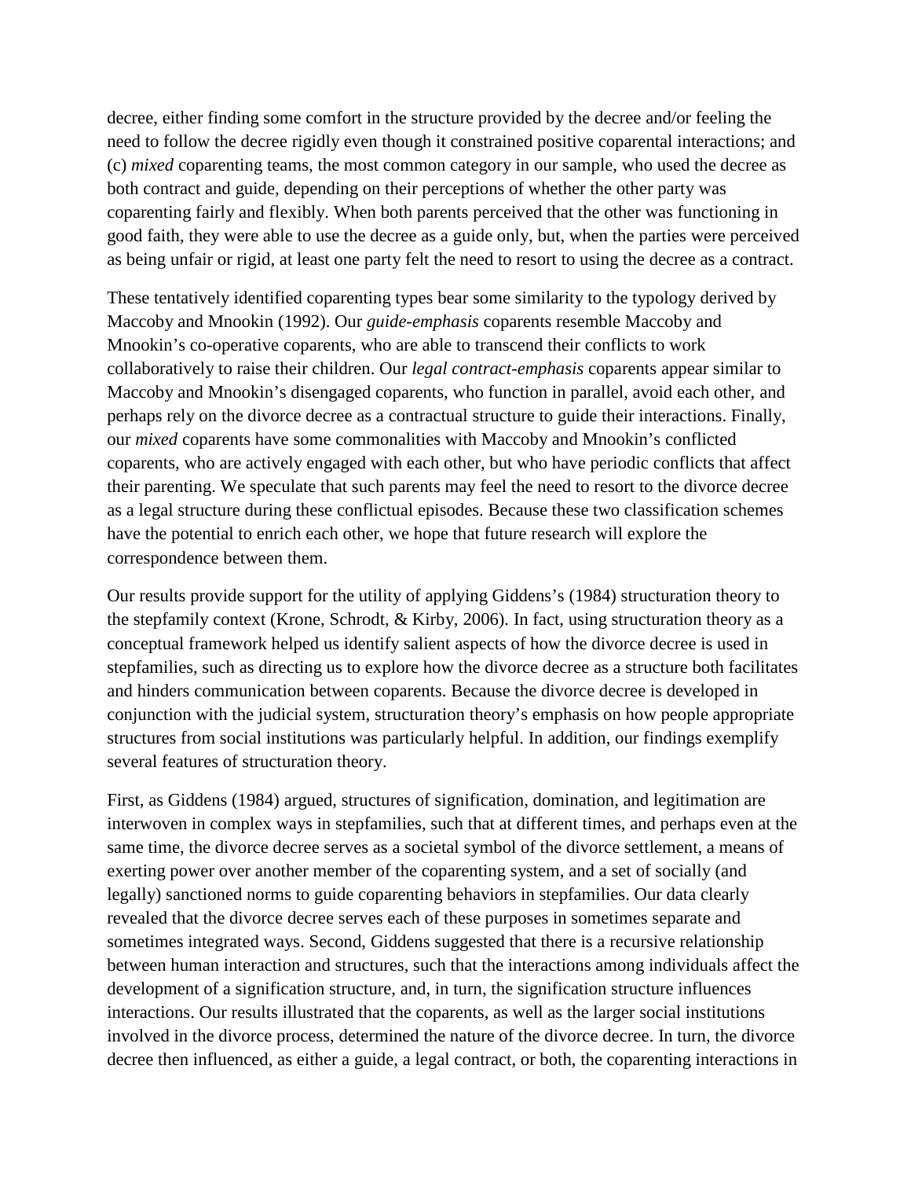decree, either finding some comfort in the structure provided by the decree and/or feeling the need to follow the decree rigidly even though it constrained positive coparental interactions; and (c) *mixed* coparenting teams, the most common category in our sample, who used the decree as both contract and guide, depending on their perceptions of whether the other party was coparenting fairly and flexibly. When both parents perceived that the other was functioning in good faith, they were able to use the decree as a guide only, but, when the parties were perceived as being unfair or rigid, at least one party felt the need to resort to using the decree as a contract.

These tentatively identified coparenting types bear some similarity to the typology derived by Maccoby and Mnookin (1992). Our *guide-emphasis* coparents resemble Maccoby and Mnookin's co-operative coparents, who are able to transcend their conflicts to work collaboratively to raise their children. Our *legal contract-emphasis* coparents appear similar to Maccoby and Mnookin's disengaged coparents, who function in parallel, avoid each other, and perhaps rely on the divorce decree as a contractual structure to guide their interactions. Finally, our *mixed* coparents have some commonalities with Maccoby and Mnookin's conflicted coparents, who are actively engaged with each other, but who have periodic conflicts that affect their parenting. We speculate that such parents may feel the need to resort to the divorce decree as a legal structure during these conflictual episodes. Because these two classification schemes have the potential to enrich each other, we hope that future research will explore the correspondence between them.

Our results provide support for the utility of applying Giddens's (1984) structuration theory to the stepfamily context (Krone, Schrodt, & Kirby, 2006). In fact, using structuration theory as a conceptual framework helped us identify salient aspects of how the divorce decree is used in stepfamilies, such as directing us to explore how the divorce decree as a structure both facilitates and hinders communication between coparents. Because the divorce decree is developed in conjunction with the judicial system, structuration theory's emphasis on how people appropriate structures from social institutions was particularly helpful. In addition, our findings exemplify several features of structuration theory.

First, as Giddens (1984) argued, structures of signification, domination, and legitimation are interwoven in complex ways in stepfamilies, such that at different times, and perhaps even at the same time, the divorce decree serves as a societal symbol of the divorce settlement, a means of exerting power over another member of the coparenting system, and a set of socially (and legally) sanctioned norms to guide coparenting behaviors in stepfamilies. Our data clearly revealed that the divorce decree serves each of these purposes in sometimes separate and sometimes integrated ways. Second, Giddens suggested that there is a recursive relationship between human interaction and structures, such that the interactions among individuals affect the development of a signification structure, and, in turn, the signification structure influences interactions. Our results illustrated that the coparents, as well as the larger social institutions involved in the divorce process, determined the nature of the divorce decree. In turn, the divorce decree then influenced, as either a guide, a legal contract, or both, the coparenting interactions in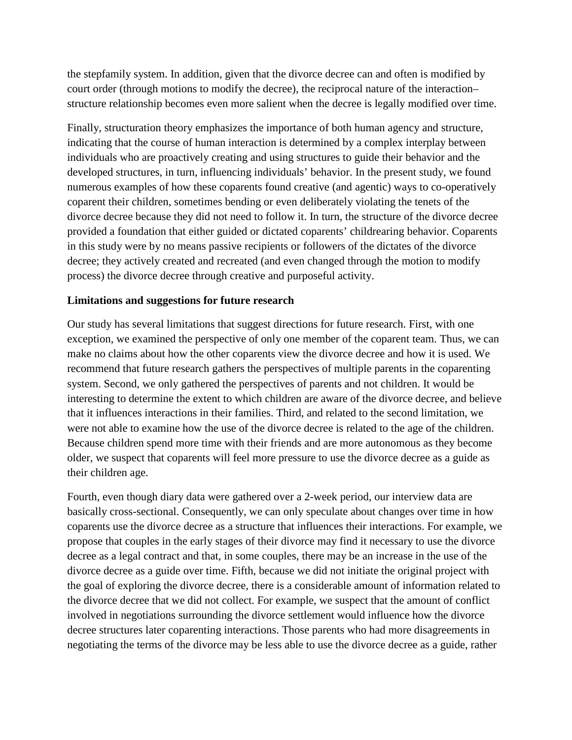the stepfamily system. In addition, given that the divorce decree can and often is modified by court order (through motions to modify the decree), the reciprocal nature of the interaction–structure relationship becomes even more salient when the decree is legally modified over time.

Finally, structuration theory emphasizes the importance of both human agency and structure, indicating that the course of human interaction is determined by a complex interplay between individuals who are proactively creating and using structures to guide their behavior and the developed structures, in turn, influencing individuals' behavior. In the present study, we found numerous examples of how these coparents found creative (and agentic) ways to co-operatively coparent their children, sometimes bending or even deliberately violating the tenets of the divorce decree because they did not need to follow it. In turn, the structure of the divorce decree provided a foundation that either guided or dictated coparents' childrearing behavior. Coparents in this study were by no means passive recipients or followers of the dictates of the divorce decree; they actively created and recreated (and even changed through the motion to modify process) the divorce decree through creative and purposeful activity.

### Limitations and suggestions for future research

Our study has several limitations that suggest directions for future research. First, with one exception, we examined the perspective of only one member of the coparent team. Thus, we can make no claims about how the other coparents view the divorce decree and how it is used. We recommend that future research gathers the perspectives of multiple parents in the coparenting system. Second, we only gathered the perspectives of parents and not children. It would be interesting to determine the extent to which children are aware of the divorce decree, and believe that it influences interactions in their families. Third, and related to the second limitation, we were not able to examine how the use of the divorce decree is related to the age of the children. Because children spend more time with their friends and are more autonomous as they become older, we suspect that coparents will feel more pressure to use the divorce decree as a guide as their children age.

Fourth, even though diary data were gathered over a 2-week period, our interview data are basically cross-sectional. Consequently, we can only speculate about changes over time in how coparents use the divorce decree as a structure that influences their interactions. For example, we propose that couples in the early stages of their divorce may find it necessary to use the divorce decree as a legal contract and that, in some couples, there may be an increase in the use of the divorce decree as a guide over time. Fifth, because we did not initiate the original project with the goal of exploring the divorce decree, there is a considerable amount of information related to the divorce decree that we did not collect. For example, we suspect that the amount of conflict involved in negotiations surrounding the divorce settlement would influence how the divorce decree structures later coparenting interactions. Those parents who had more disagreements in negotiating the terms of the divorce may be less able to use the divorce decree as a guide, rather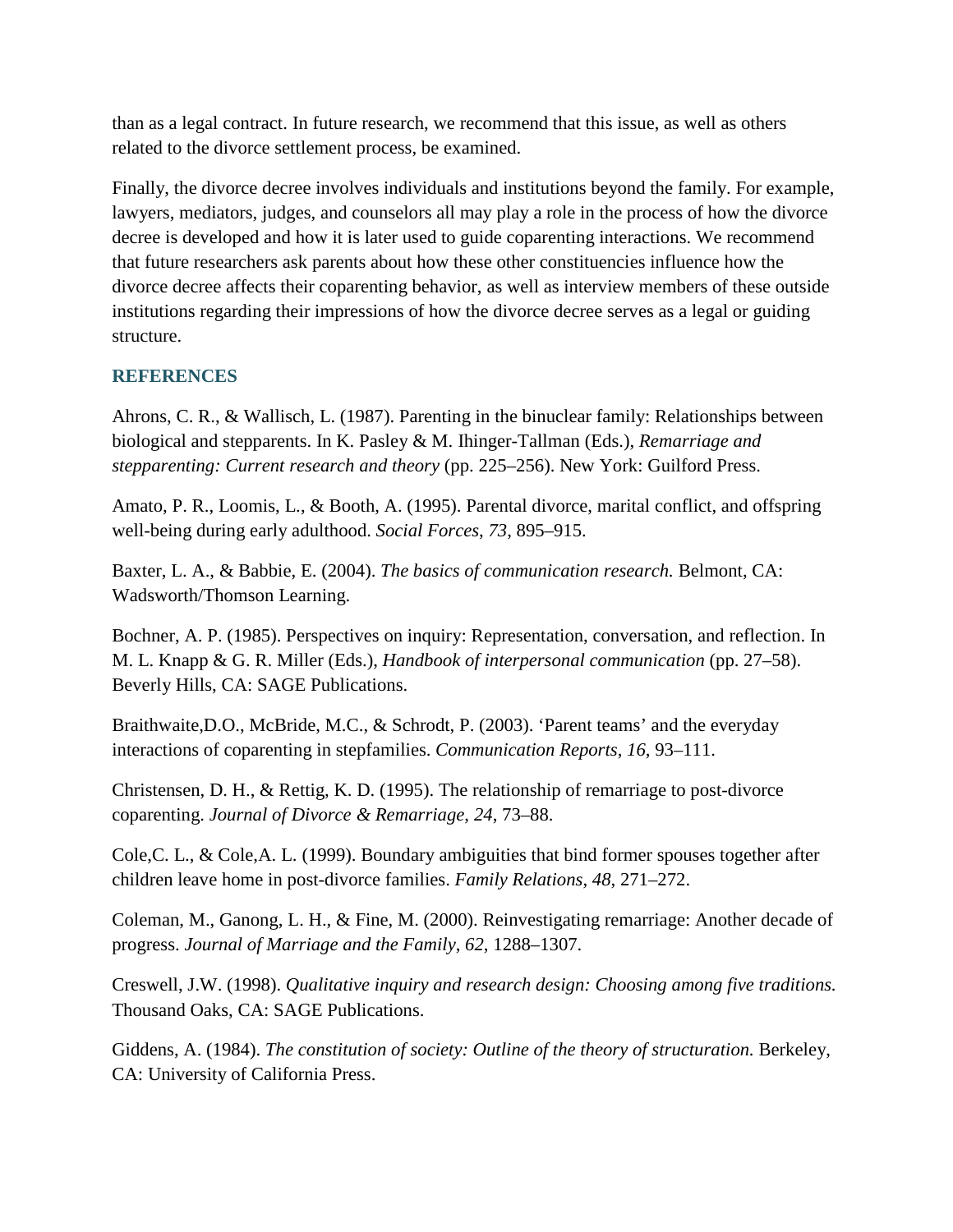than as a legal contract. In future research, we recommend that this issue, as well as others related to the divorce settlement process, be examined.

Finally, the divorce decree involves individuals and institutions beyond the family. For example, lawyers, mediators, judges, and counselors all may play a role in the process of how the divorce decree is developed and how it is later used to guide coparenting interactions. We recommend that future researchers ask parents about how these other constituencies influence how the divorce decree affects their coparenting behavior, as well as interview members of these outside institutions regarding their impressions of how the divorce decree serves as a legal or guiding structure.

## REFERENCES

Ahrons, C. R., & Wallisch, L. (1987). Parenting in the binuclear family: Relationships between biological and stepparents. In K. Pasley & M. Ihinger-Tallman (Eds.), *Remarriage and stepparenting: Current research and theory* (pp. 225–256). New York: Guilford Press.

Amato, P. R., Loomis, L., & Booth, A. (1995). Parental divorce, marital conflict, and offspring well-being during early adulthood. *Social Forces*, *73*, 895–915.

Baxter, L. A., & Babbie, E. (2004). *The basics of communication research.* Belmont, CA: Wadsworth/Thomson Learning.

Bochner, A. P. (1985). Perspectives on inquiry: Representation, conversation, and reflection. In M. L. Knapp & G. R. Miller (Eds.), *Handbook of interpersonal communication* (pp. 27–58). Beverly Hills, CA: SAGE Publications.

Braithwaite,D.O., McBride, M.C., & Schrodt, P. (2003). 'Parent teams' and the everyday interactions of coparenting in stepfamilies. *Communication Reports*, *16*, 93–111.

Christensen, D. H., & Rettig, K. D. (1995). The relationship of remarriage to post-divorce coparenting. *Journal of Divorce & Remarriage*, *24*, 73–88.

Cole,C. L., & Cole,A. L. (1999). Boundary ambiguities that bind former spouses together after children leave home in post-divorce families. *Family Relations*, *48*, 271–272.

Coleman, M., Ganong, L. H., & Fine, M. (2000). Reinvestigating remarriage: Another decade of progress. *Journal of Marriage and the Family*, *62*, 1288–1307.

Creswell, J.W. (1998). *Qualitative inquiry and research design: Choosing among five traditions.* Thousand Oaks, CA: SAGE Publications.

Giddens, A. (1984). *The constitution of society: Outline of the theory of structuration.* Berkeley, CA: University of California Press.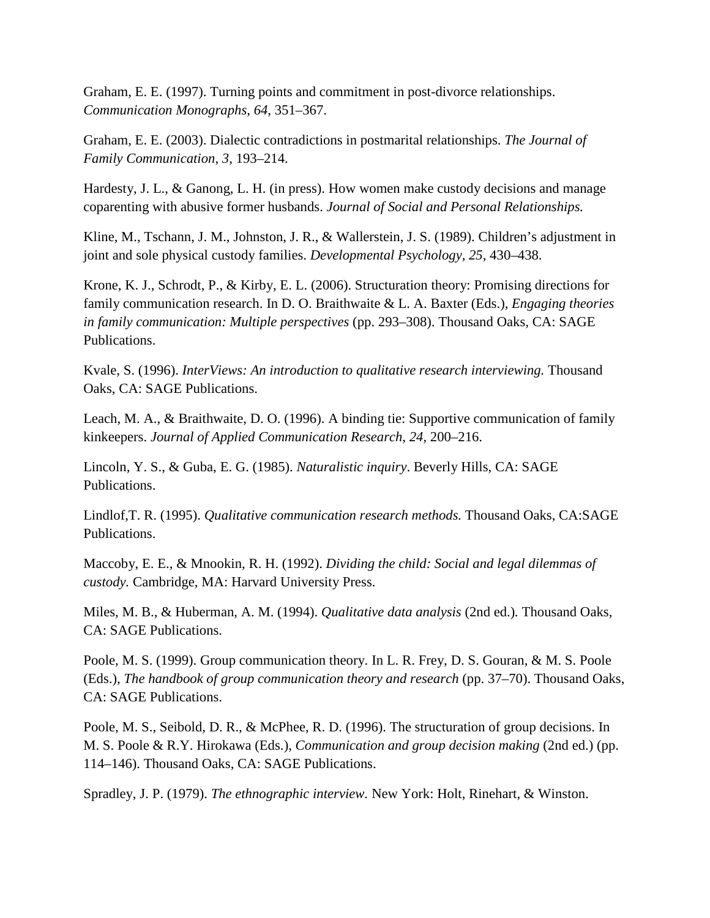Graham, E. E. (1997). Turning points and commitment in post-divorce relationships. *Communication Monographs*, *64*, 351–367.

Graham, E. E. (2003). Dialectic contradictions in postmarital relationships. *The Journal of Family Communication*, *3*, 193–214.

Hardesty, J. L., & Ganong, L. H. (in press). How women make custody decisions and manage coparenting with abusive former husbands. *Journal of Social and Personal Relationships.*

Kline, M., Tschann, J. M., Johnston, J. R., & Wallerstein, J. S. (1989). Children's adjustment in joint and sole physical custody families. *Developmental Psychology*, *25*, 430–438.

Krone, K. J., Schrodt, P., & Kirby, E. L. (2006). Structuration theory: Promising directions for family communication research. In D. O. Braithwaite & L. A. Baxter (Eds.), *Engaging theories in family communication: Multiple perspectives* (pp. 293–308). Thousand Oaks, CA: SAGE Publications.

Kvale, S. (1996). *InterViews: An introduction to qualitative research interviewing.* Thousand Oaks, CA: SAGE Publications.

Leach, M. A., & Braithwaite, D. O. (1996). A binding tie: Supportive communication of family kinkeepers. *Journal of Applied Communication Research*, *24*, 200–216.

Lincoln, Y. S., & Guba, E. G. (1985). *Naturalistic inquiry*. Beverly Hills, CA: SAGE Publications.

Lindlof,T. R. (1995). *Qualitative communication research methods.* Thousand Oaks, CA:SAGE Publications.

Maccoby, E. E., & Mnookin, R. H. (1992). *Dividing the child: Social and legal dilemmas of custody.* Cambridge, MA: Harvard University Press.

Miles, M. B., & Huberman, A. M. (1994). *Qualitative data analysis* (2nd ed.)*.* Thousand Oaks, CA: SAGE Publications.

Poole, M. S. (1999). Group communication theory. In L. R. Frey, D. S. Gouran, & M. S. Poole (Eds.), *The handbook of group communication theory and research* (pp. 37–70). Thousand Oaks, CA: SAGE Publications.

Poole, M. S., Seibold, D. R., & McPhee, R. D. (1996). The structuration of group decisions. In M. S. Poole & R.Y. Hirokawa (Eds.), *Communication and group decision making* (2nd ed.) (pp. 114–146). Thousand Oaks, CA: SAGE Publications.

Spradley, J. P. (1979). *The ethnographic interview*. New York: Holt, Rinehart, & Winston.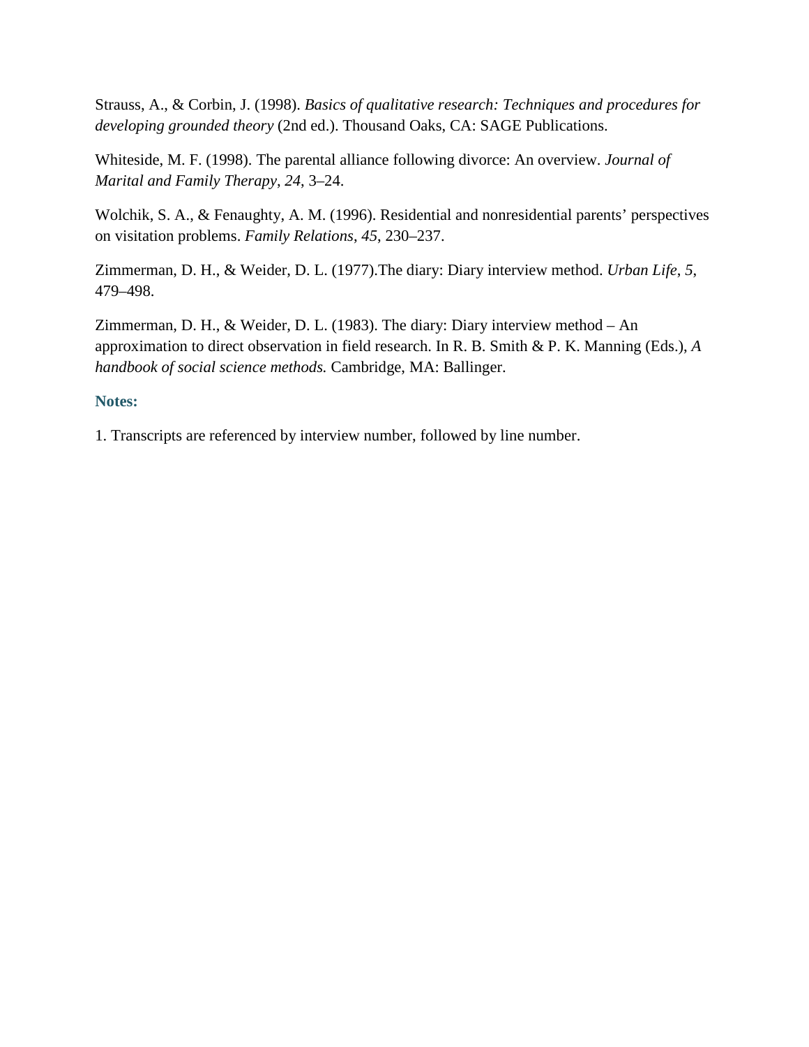Strauss, A., & Corbin, J. (1998). *Basics of qualitative research: Techniques and procedures for developing grounded theory* (2nd ed.). Thousand Oaks, CA: SAGE Publications.

Whiteside, M. F. (1998). The parental alliance following divorce: An overview. *Journal of Marital and Family Therapy*, *24*, 3–24.

Wolchik, S. A., & Fenaughty, A. M. (1996). Residential and nonresidential parents' perspectives on visitation problems. *Family Relations*, *45*, 230–237.

Zimmerman, D. H., & Weider, D. L. (1977).The diary: Diary interview method. *Urban Life*, *5*, 479–498.

Zimmerman, D. H., & Weider, D. L. (1983). The diary: Diary interview method – An approximation to direct observation in field research. In R. B. Smith & P. K. Manning (Eds.), *A handbook of social science methods.* Cambridge, MA: Ballinger.

**Notes:**

1. Transcripts are referenced by interview number, followed by line number.